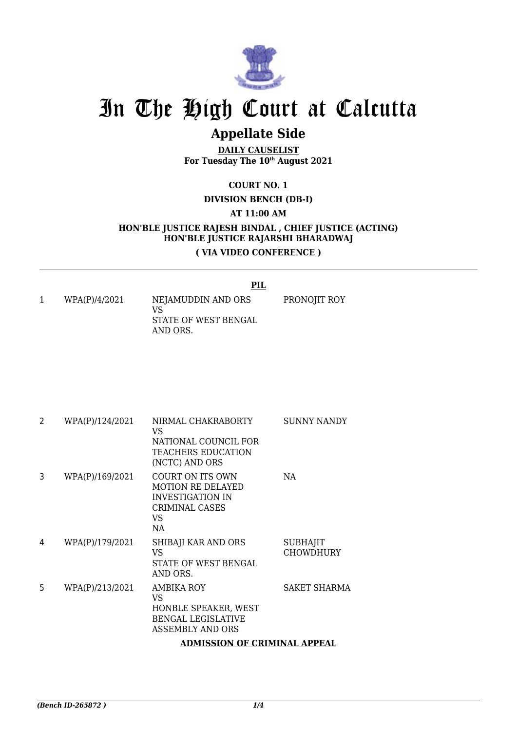# In The High Court at Calcutta

## Appellate Side

**DAILY CAUSELIST**
**For Tuesday The 10th August 2021**

**COURT NO. 1**

**DIVISION BENCH (DB-I)**

**AT 11:00 AM**

**HON'BLE JUSTICE RAJESH BINDAL , CHIEF JUSTICE (ACTING)**
**HON'BLE JUSTICE RAJARSHI BHARADWAJ**

**( VIA VIDEO CONFERENCE )**

---

**PIL**

| | | | |
|---|---|---|---|
| 1 | WPA(P)/4/2021 | NEJAMUDDIN AND ORS VS STATE OF WEST BENGAL AND ORS. | PRONOJIT ROY |
| 2 | WPA(P)/124/2021 | NIRMAL CHAKRABORTY VS NATIONAL COUNCIL FOR TEACHERS EDUCATION (NCTC) AND ORS | SUNNY NANDY |
| 3 | WPA(P)/169/2021 | COURT ON ITS OWN MOTION RE DELAYED INVESTIGATION IN CRIMINAL CASES VS NA | NA |
| 4 | WPA(P)/179/2021 | SHIBAJI KAR AND ORS VS STATE OF WEST BENGAL AND ORS. | SUBHAJIT CHOWDHURY |
| 5 | WPA(P)/213/2021 | AMBIKA ROY VS HONBLE SPEAKER, WEST BENGAL LEGISLATIVE ASSEMBLY AND ORS | SAKET SHARMA |

**ADMISSION OF CRIMINAL APPEAL**

*(Bench ID-265872 )*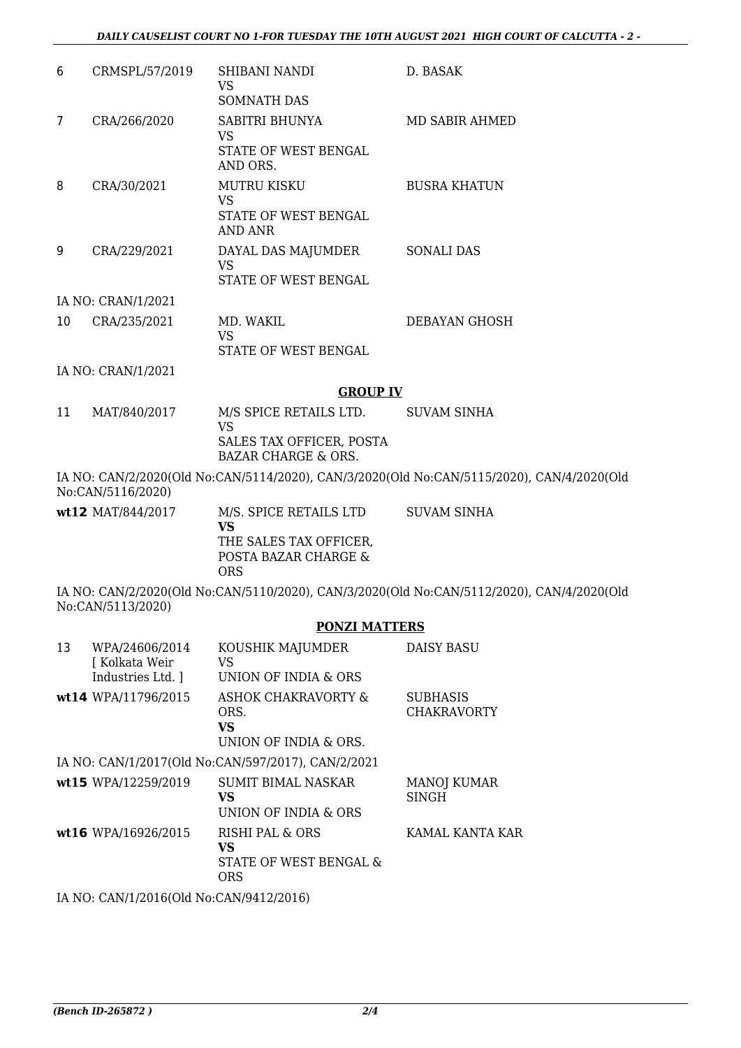| | | | |
|---|---|---|---|
| 6 | CRMSPL/57/2019 | SHIBANI NANDI<br>VS<br>SOMNATH DAS | D. BASAK |
| 7 | CRA/266/2020 | SABITRI BHUNYA<br>VS<br>STATE OF WEST BENGAL AND ORS. | MD SABIR AHMED |
| 8 | CRA/30/2021 | MUTRU KISKU<br>VS<br>STATE OF WEST BENGAL AND ANR | BUSRA KHATUN |
| 9 | CRA/229/2021 | DAYAL DAS MAJUMDER<br>VS<br>STATE OF WEST BENGAL | SONALI DAS |

IA NO: CRAN/1/2021

| | | | |
|---|---|---|---|
| 10 | CRA/235/2021 | MD. WAKIL<br>VS<br>STATE OF WEST BENGAL | DEBAYAN GHOSH |

IA NO: CRAN/1/2021

## GROUP IV

| | | | |
|---|---|---|---|
| 11 | MAT/840/2017 | M/S SPICE RETAILS LTD.<br>VS<br>SALES TAX OFFICER, POSTA BAZAR CHARGE & ORS. | SUVAM SINHA |

IA NO: CAN/2/2020(Old No:CAN/5114/2020), CAN/3/2020(Old No:CAN/5115/2020), CAN/4/2020(Old No:CAN/5116/2020)

| | | | |
|---|---|---|---|
| **wt12** | MAT/844/2017 | M/S. SPICE RETAILS LTD<br>**VS**<br>THE SALES TAX OFFICER, POSTA BAZAR CHARGE & ORS | SUVAM SINHA |

IA NO: CAN/2/2020(Old No:CAN/5110/2020), CAN/3/2020(Old No:CAN/5112/2020), CAN/4/2020(Old No:CAN/5113/2020)

## PONZI MATTERS

| | | | |
|---|---|---|---|
| 13 | WPA/24606/2014 [ Kolkata Weir Industries Ltd. ] | KOUSHIK MAJUMDER<br>VS<br>UNION OF INDIA & ORS | DAISY BASU |
| **wt14** | WPA/11796/2015 | ASHOK CHAKRAVORTY & ORS.<br>**VS**<br>UNION OF INDIA & ORS. | SUBHASIS CHAKRAVORTY |

IA NO: CAN/1/2017(Old No:CAN/597/2017), CAN/2/2021

| | | | |
|---|---|---|---|
| **wt15** | WPA/12259/2019 | SUMIT BIMAL NASKAR<br>**VS**<br>UNION OF INDIA & ORS | MANOJ KUMAR SINGH |
| **wt16** | WPA/16926/2015 | RISHI PAL & ORS<br>**VS**<br>STATE OF WEST BENGAL & ORS | KAMAL KANTA KAR |

IA NO: CAN/1/2016(Old No:CAN/9412/2016)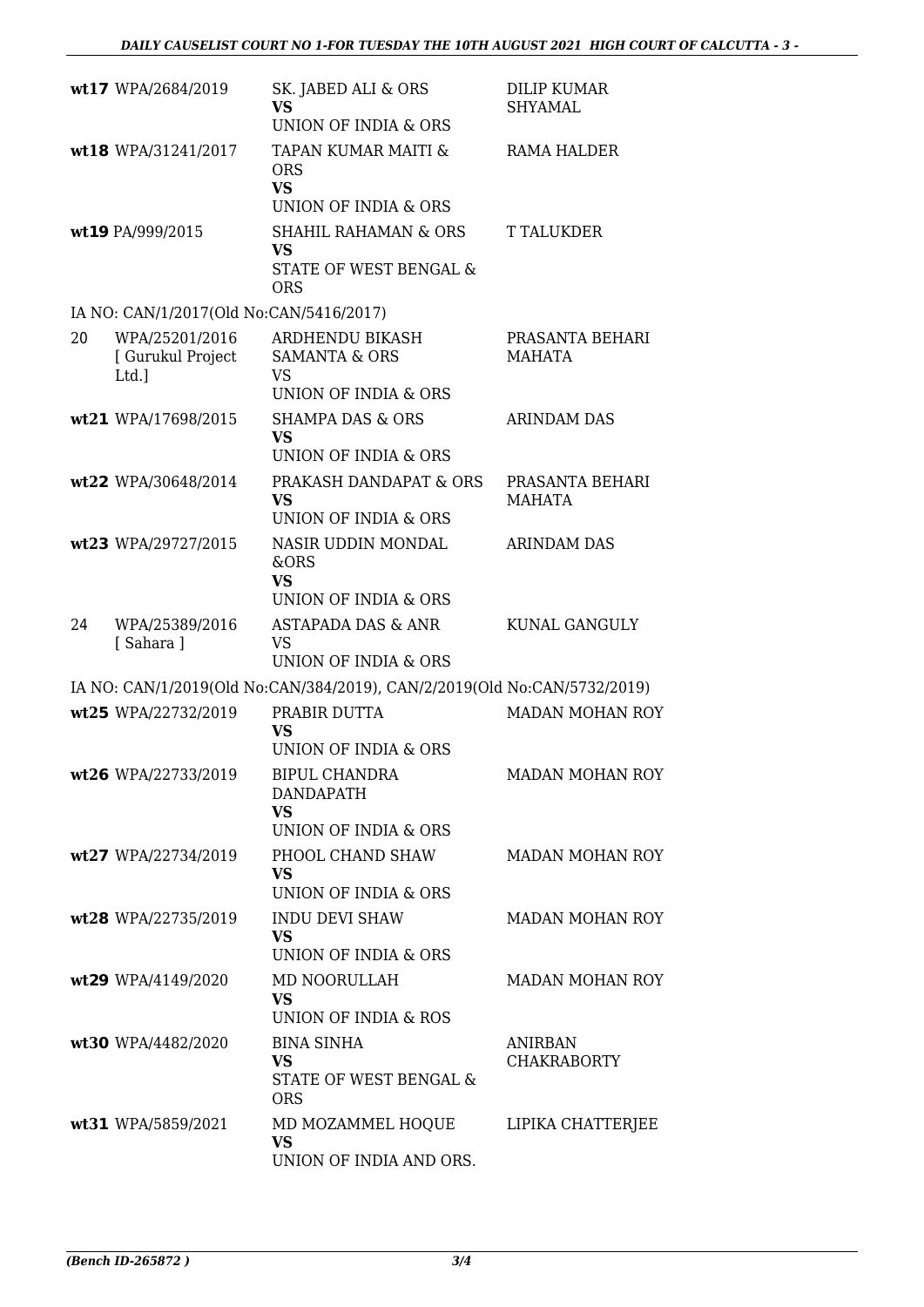| | | | |
|---|---|---|---|
| wt17 | WPA/2684/2019 | SK. JABED ALI & ORS<br>**VS**<br>UNION OF INDIA & ORS | DILIP KUMAR SHYAMAL |
| wt18 | WPA/31241/2017 | TAPAN KUMAR MAITI & ORS<br>**VS**<br>UNION OF INDIA & ORS | RAMA HALDER |
| wt19 | PA/999/2015 | SHAHIL RAHAMAN & ORS<br>**VS**<br>STATE OF WEST BENGAL & ORS | T TALUKDER |

IA NO: CAN/1/2017(Old No:CAN/5416/2017)

| | | | |
|---|---|---|---|
| 20 | WPA/25201/2016<br>[ Gurukul Project Ltd.] | ARDHENDU BIKASH SAMANTA & ORS<br>VS<br>UNION OF INDIA & ORS | PRASANTA BEHARI MAHATA |
| wt21 | WPA/17698/2015 | SHAMPA DAS & ORS<br>**VS**<br>UNION OF INDIA & ORS | ARINDAM DAS |
| wt22 | WPA/30648/2014 | PRAKASH DANDAPAT & ORS<br>**VS**<br>UNION OF INDIA & ORS | PRASANTA BEHARI MAHATA |
| wt23 | WPA/29727/2015 | NASIR UDDIN MONDAL &ORS<br>**VS**<br>UNION OF INDIA & ORS | ARINDAM DAS |
| 24 | WPA/25389/2016<br>[ Sahara ] | ASTAPADA DAS & ANR<br>VS<br>UNION OF INDIA & ORS | KUNAL GANGULY |

IA NO: CAN/1/2019(Old No:CAN/384/2019), CAN/2/2019(Old No:CAN/5732/2019)

| | | | |
|---|---|---|---|
| wt25 | WPA/22732/2019 | PRABIR DUTTA<br>**VS**<br>UNION OF INDIA & ORS | MADAN MOHAN ROY |
| wt26 | WPA/22733/2019 | BIPUL CHANDRA DANDAPATH<br>**VS**<br>UNION OF INDIA & ORS | MADAN MOHAN ROY |
| wt27 | WPA/22734/2019 | PHOOL CHAND SHAW<br>**VS**<br>UNION OF INDIA & ORS | MADAN MOHAN ROY |
| wt28 | WPA/22735/2019 | INDU DEVI SHAW<br>**VS**<br>UNION OF INDIA & ORS | MADAN MOHAN ROY |
| wt29 | WPA/4149/2020 | MD NOORULLAH<br>**VS**<br>UNION OF INDIA & ROS | MADAN MOHAN ROY |
| wt30 | WPA/4482/2020 | BINA SINHA<br>**VS**<br>STATE OF WEST BENGAL & ORS | ANIRBAN CHAKRABORTY |
| wt31 | WPA/5859/2021 | MD MOZAMMEL HOQUE<br>**VS**<br>UNION OF INDIA AND ORS. | LIPIKA CHATTERJEE |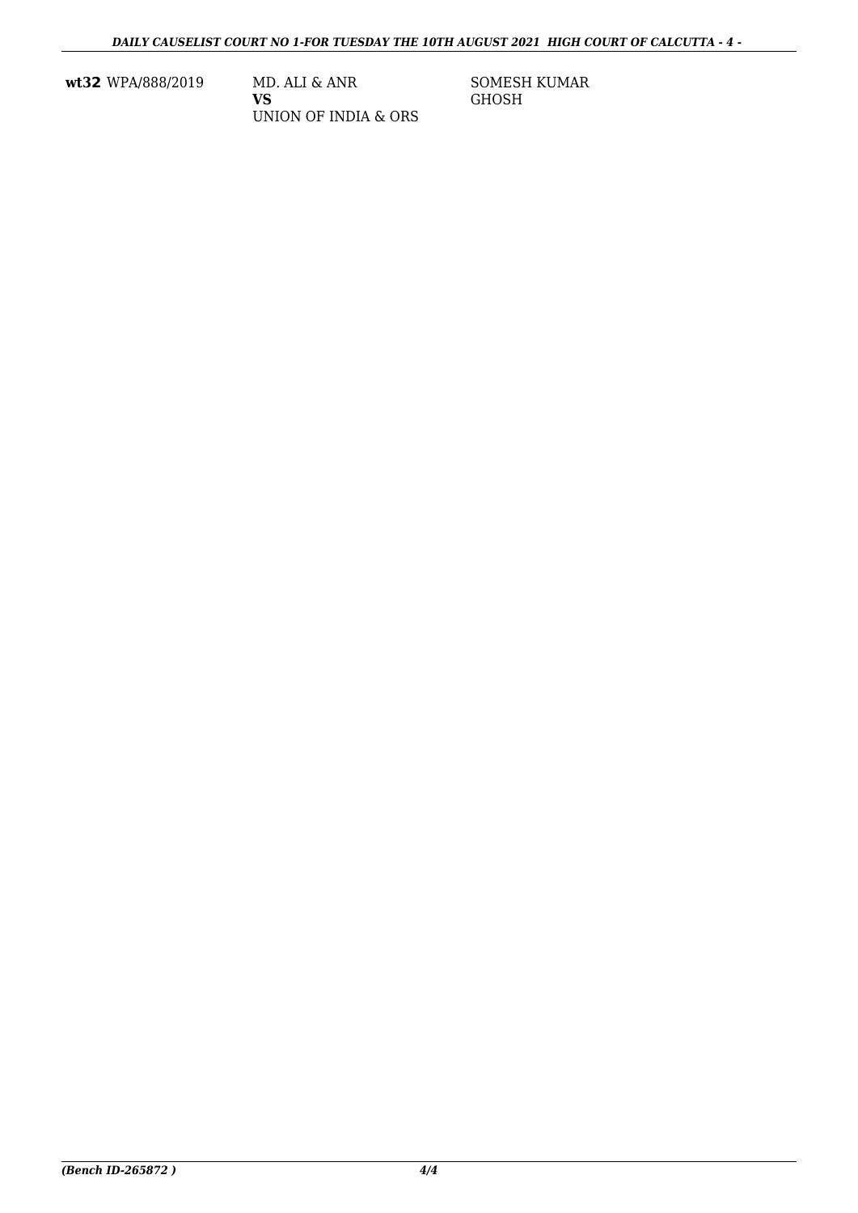| | | | |
|---|---|---|---|
| **wt32** | WPA/888/2019 | MD. ALI & ANR<br>**VS**<br>UNION OF INDIA & ORS | SOMESH KUMAR GHOSH |